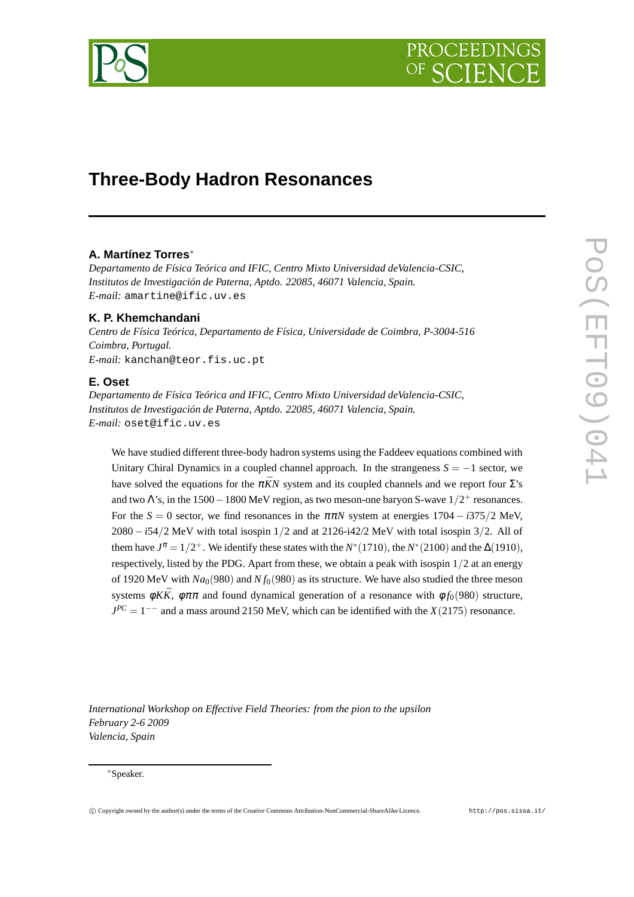# Three-Body Hadron Resonances

**A. Martínez Torres***

*Departamento de Física Teórica and IFIC, Centro Mixto Universidad deValencia-CSIC, Institutos de Investigación de Paterna, Aptdo. 22085, 46071 Valencia, Spain.*
*E-mail:* `amartine@ific.uv.es`

**K. P. Khemchandani**

*Centro de Física Teórica, Departamento de Física, Universidade de Coimbra, P-3004-516 Coimbra, Portugal.*
*E-mail:* `kanchan@teor.fis.uc.pt`

**E. Oset**

*Departamento de Física Teórica and IFIC, Centro Mixto Universidad deValencia-CSIC, Institutos de Investigación de Paterna, Aptdo. 22085, 46071 Valencia, Spain.*
*E-mail:* `oset@ific.uv.es`

We have studied different three-body hadron systems using the Faddeev equations combined with Unitary Chiral Dynamics in a coupled channel approach. In the strangeness $S = -1$ sector, we have solved the equations for the $\pi\bar{K}N$ system and its coupled channels and we report four $\Sigma$'s and two $\Lambda$'s, in the $1500-1800$ MeV region, as two meson-one baryon S-wave $1/2^+$ resonances. For the $S = 0$ sector, we find resonances in the $\pi\pi N$ system at energies $1704 - i375/2$ MeV, $2080 - i54/2$ MeV with total isospin $1/2$ and at 2126-i42/2 MeV with total isospin $3/2$. All of them have $J^\pi = 1/2^+$. We identify these states with the $N^*(1710)$, the $N^*(2100)$ and the $\Delta(1910)$, respectively, listed by the PDG. Apart from these, we obtain a peak with isospin $1/2$ at an energy of 1920 MeV with $Na_0(980)$ and $Nf_0(980)$ as its structure. We have also studied the three meson systems $\phi K\bar{K}$, $\phi\pi\pi$ and found dynamical generation of a resonance with $\phi f_0(980)$ structure, $J^{PC} = 1^{--}$ and a mass around 2150 MeV, which can be identified with the $X(2175)$ resonance.

*International Workshop on Effective Field Theories: from the pion to the upsilon*
*February 2-6 2009*
*Valencia, Spain*

*Speaker.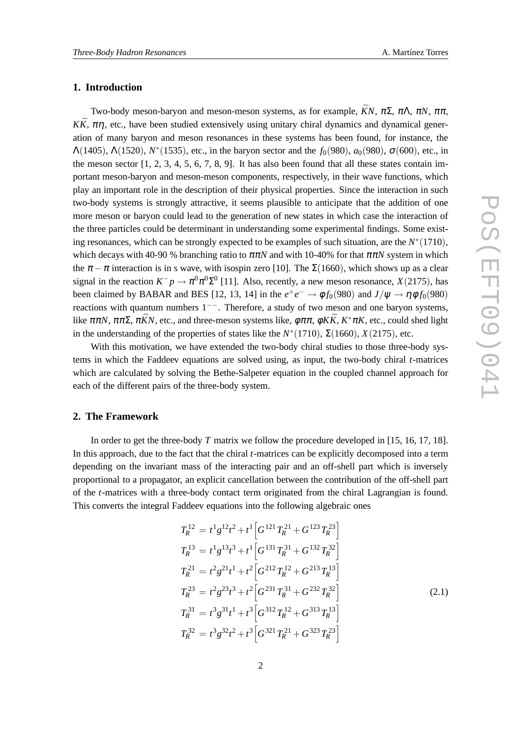## 1. Introduction

Two-body meson-baryon and meson-meson systems, as for example, $\bar{K}N$, $\pi\Sigma$, $\pi\Lambda$, $\pi N$, $\pi\pi$, $K\bar{K}$, $\pi\eta$, etc., have been studied extensively using unitary chiral dynamics and dynamical generation of many baryon and meson resonances in these systems has been found, for instance, the $\Lambda(1405)$, $\Lambda(1520)$, $N^*(1535)$, etc., in the baryon sector and the $f_0(980)$, $a_0(980)$, $\sigma(600)$, etc., in the meson sector [1, 2, 3, 4, 5, 6, 7, 8, 9]. It has also been found that all these states contain important meson-baryon and meson-meson components, respectively, in their wave functions, which play an important role in the description of their physical properties. Since the interaction in such two-body systems is strongly attractive, it seems plausible to anticipate that the addition of one more meson or baryon could lead to the generation of new states in which case the interaction of the three particles could be determinant in understanding some experimental findings. Some existing resonances, which can be strongly expected to be examples of such situation, are the $N^*(1710)$, which decays with 40-90 % branching ratio to $\pi\pi N$ and with 10-40% for that $\pi\pi N$ system in which the $\pi-\pi$ interaction is in s wave, with isospin zero [10]. The $\Sigma(1660)$, which shows up as a clear signal in the reaction $K^-p \to \pi^0\pi^0\Sigma^0$ [11]. Also, recently, a new meson resonance, $X(2175)$, has been claimed by BABAR and BES [12, 13, 14] in the $e^+e^- \to \phi f_0(980)$ and $J/\psi \to \eta\phi f_0(980)$ reactions with quantum numbers $1^{--}$. Therefore, a study of two meson and one baryon systems, like $\pi\pi N$, $\pi\pi\Sigma$, $\pi\bar{K}N$, etc., and three-meson systems like, $\phi\pi\pi$, $\phi K\bar{K}$, $K^*\pi K$, etc., could shed light in the understanding of the properties of states like the $N^*(1710)$, $\Sigma(1660)$, $X(2175)$, etc.

With this motivation, we have extended the two-body chiral studies to those three-body systems in which the Faddeev equations are solved using, as input, the two-body chiral $t$-matrices which are calculated by solving the Bethe-Salpeter equation in the coupled channel approach for each of the different pairs of the three-body system.

## 2. The Framework

In order to get the three-body $T$ matrix we follow the procedure developed in [15, 16, 17, 18]. In this approach, due to the fact that the chiral $t$-matrices can be explicitly decomposed into a term depending on the invariant mass of the interacting pair and an off-shell part which is inversely proportional to a propagator, an explicit cancellation between the contribution of the off-shell part of the $t$-matrices with a three-body contact term originated from the chiral Lagrangian is found. This converts the integral Faddeev equations into the following algebraic ones

$$
\begin{aligned}
T_R^{12} &= t^1 g^{12} t^2 + t^1 \Big[ G^{121} T_R^{21} + G^{123} T_R^{23} \Big] \\
T_R^{13} &= t^1 g^{13} t^3 + t^1 \Big[ G^{131} T_R^{31} + G^{132} T_R^{32} \Big] \\
T_R^{21} &= t^2 g^{21} t^1 + t^2 \Big[ G^{212} T_R^{12} + G^{213} T_R^{13} \Big] \\
T_R^{23} &= t^2 g^{23} t^3 + t^2 \Big[ G^{231} T_R^{31} + G^{232} T_R^{32} \Big] \\
T_R^{31} &= t^3 g^{31} t^1 + t^3 \Big[ G^{312} T_R^{12} + G^{313} T_R^{13} \Big] \\
T_R^{32} &= t^3 g^{32} t^2 + t^3 \Big[ G^{321} T_R^{21} + G^{323} T_R^{23} \Big]
\end{aligned}
\tag{2.1}
$$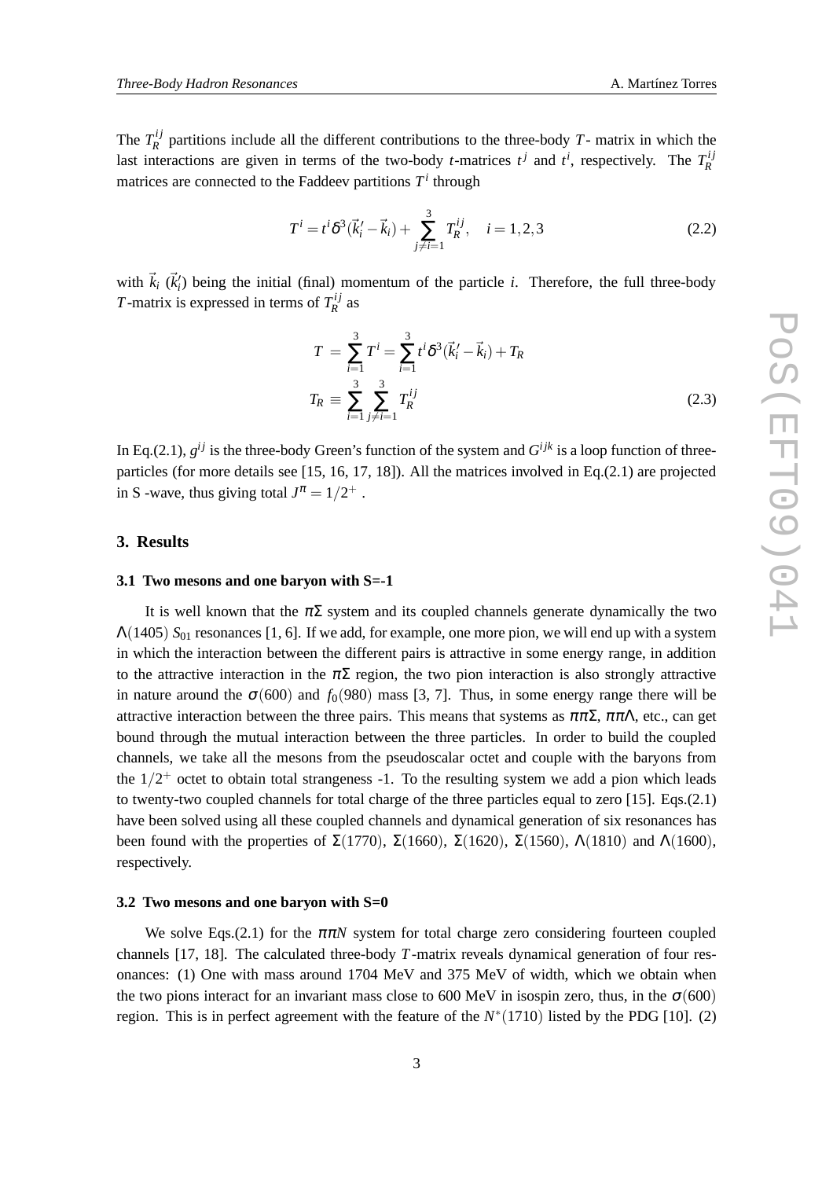The $T_R^{ij}$ partitions include all the different contributions to the three-body $T$- matrix in which the last interactions are given in terms of the two-body $t$-matrices $t^j$ and $t^i$, respectively. The $T_R^{ij}$ matrices are connected to the Faddeev partitions $T^i$ through

$$T^i = t^i \delta^3(\vec{k}_i' - \vec{k}_i) + \sum_{j \neq i=1}^{3} T_R^{ij}, \quad i = 1,2,3 \tag{2.2}$$

with $\vec{k}_i$ ($\vec{k}_i'$) being the initial (final) momentum of the particle $i$. Therefore, the full three-body $T$-matrix is expressed in terms of $T_R^{ij}$ as

$$\begin{aligned} T &= \sum_{i=1}^{3} T^i = \sum_{i=1}^{3} t^i \delta^3(\vec{k}_i' - \vec{k}_i) + T_R \\ T_R &\equiv \sum_{i=1}^{3} \sum_{j \neq i=1}^{3} T_R^{ij} \end{aligned} \tag{2.3}$$

In Eq.(2.1), $g^{ij}$ is the three-body Green's function of the system and $G^{ijk}$ is a loop function of three-particles (for more details see [15, 16, 17, 18]). All the matrices involved in Eq.(2.1) are projected in S -wave, thus giving total $J^\pi = 1/2^+$ .

## 3. Results

### 3.1 Two mesons and one baryon with S=-1

It is well known that the $\pi\Sigma$ system and its coupled channels generate dynamically the two $\Lambda(1405)$ $S_{01}$ resonances [1, 6]. If we add, for example, one more pion, we will end up with a system in which the interaction between the different pairs is attractive in some energy range, in addition to the attractive interaction in the $\pi\Sigma$ region, the two pion interaction is also strongly attractive in nature around the $\sigma(600)$ and $f_0(980)$ mass [3, 7]. Thus, in some energy range there will be attractive interaction between the three pairs. This means that systems as $\pi\pi\Sigma$, $\pi\pi\Lambda$, etc., can get bound through the mutual interaction between the three particles. In order to build the coupled channels, we take all the mesons from the pseudoscalar octet and couple with the baryons from the $1/2^+$ octet to obtain total strangeness -1. To the resulting system we add a pion which leads to twenty-two coupled channels for total charge of the three particles equal to zero [15]. Eqs.(2.1) have been solved using all these coupled channels and dynamical generation of six resonances has been found with the properties of $\Sigma(1770)$, $\Sigma(1660)$, $\Sigma(1620)$, $\Sigma(1560)$, $\Lambda(1810)$ and $\Lambda(1600)$, respectively.

### 3.2 Two mesons and one baryon with S=0

We solve Eqs.(2.1) for the $\pi\pi N$ system for total charge zero considering fourteen coupled channels [17, 18]. The calculated three-body $T$-matrix reveals dynamical generation of four resonances: (1) One with mass around 1704 MeV and 375 MeV of width, which we obtain when the two pions interact for an invariant mass close to 600 MeV in isospin zero, thus, in the $\sigma(600)$ region. This is in perfect agreement with the feature of the $N^*(1710)$ listed by the PDG [10]. (2)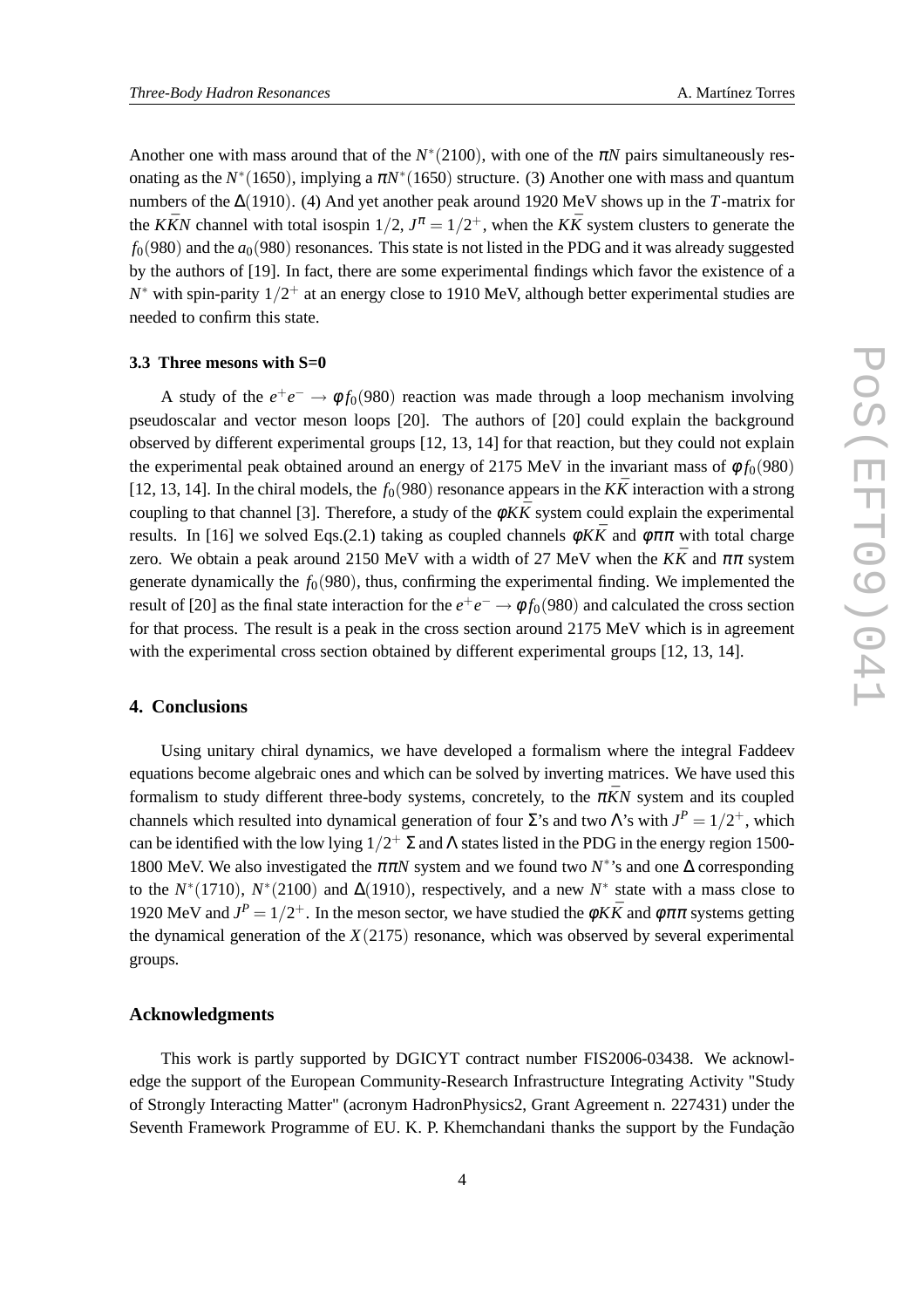Another one with mass around that of the $N^*(2100)$, with one of the $\pi N$ pairs simultaneously resonating as the $N^*(1650)$, implying a $\pi N^*(1650)$ structure. (3) Another one with mass and quantum numbers of the $\Delta(1910)$. (4) And yet another peak around 1920 MeV shows up in the $T$-matrix for the $K\bar{K}N$ channel with total isospin $1/2$, $J^\pi = 1/2^+$, when the $K\bar{K}$ system clusters to generate the $f_0(980)$ and the $a_0(980)$ resonances. This state is not listed in the PDG and it was already suggested by the authors of [19]. In fact, there are some experimental findings which favor the existence of a $N^*$ with spin-parity $1/2^+$ at an energy close to 1910 MeV, although better experimental studies are needed to confirm this state.

### 3.3 Three mesons with S=0

A study of the $e^+e^- \to \phi f_0(980)$ reaction was made through a loop mechanism involving pseudoscalar and vector meson loops [20]. The authors of [20] could explain the background observed by different experimental groups [12, 13, 14] for that reaction, but they could not explain the experimental peak obtained around an energy of 2175 MeV in the invariant mass of $\phi f_0(980)$ [12, 13, 14]. In the chiral models, the $f_0(980)$ resonance appears in the $K\bar{K}$ interaction with a strong coupling to that channel [3]. Therefore, a study of the $\phi K\bar{K}$ system could explain the experimental results. In [16] we solved Eqs.(2.1) taking as coupled channels $\phi K\bar{K}$ and $\phi\pi\pi$ with total charge zero. We obtain a peak around 2150 MeV with a width of 27 MeV when the $K\bar{K}$ and $\pi\pi$ system generate dynamically the $f_0(980)$, thus, confirming the experimental finding. We implemented the result of [20] as the final state interaction for the $e^+e^- \to \phi f_0(980)$ and calculated the cross section for that process. The result is a peak in the cross section around 2175 MeV which is in agreement with the experimental cross section obtained by different experimental groups [12, 13, 14].

## 4. Conclusions

Using unitary chiral dynamics, we have developed a formalism where the integral Faddeev equations become algebraic ones and which can be solved by inverting matrices. We have used this formalism to study different three-body systems, concretely, to the $\pi\bar{K}N$ system and its coupled channels which resulted into dynamical generation of four $\Sigma$'s and two $\Lambda$'s with $J^P = 1/2^+$, which can be identified with the low lying $1/2^+$ $\Sigma$ and $\Lambda$ states listed in the PDG in the energy region 1500-1800 MeV. We also investigated the $\pi\pi N$ system and we found two $N^*$'s and one $\Delta$ corresponding to the $N^*(1710)$, $N^*(2100)$ and $\Delta(1910)$, respectively, and a new $N^*$ state with a mass close to 1920 MeV and $J^P = 1/2^+$. In the meson sector, we have studied the $\phi K\bar{K}$ and $\phi\pi\pi$ systems getting the dynamical generation of the $X(2175)$ resonance, which was observed by several experimental groups.

## Acknowledgments

This work is partly supported by DGICYT contract number FIS2006-03438. We acknowledge the support of the European Community-Research Infrastructure Integrating Activity "Study of Strongly Interacting Matter" (acronym HadronPhysics2, Grant Agreement n. 227431) under the Seventh Framework Programme of EU. K. P. Khemchandani thanks the support by the Fundação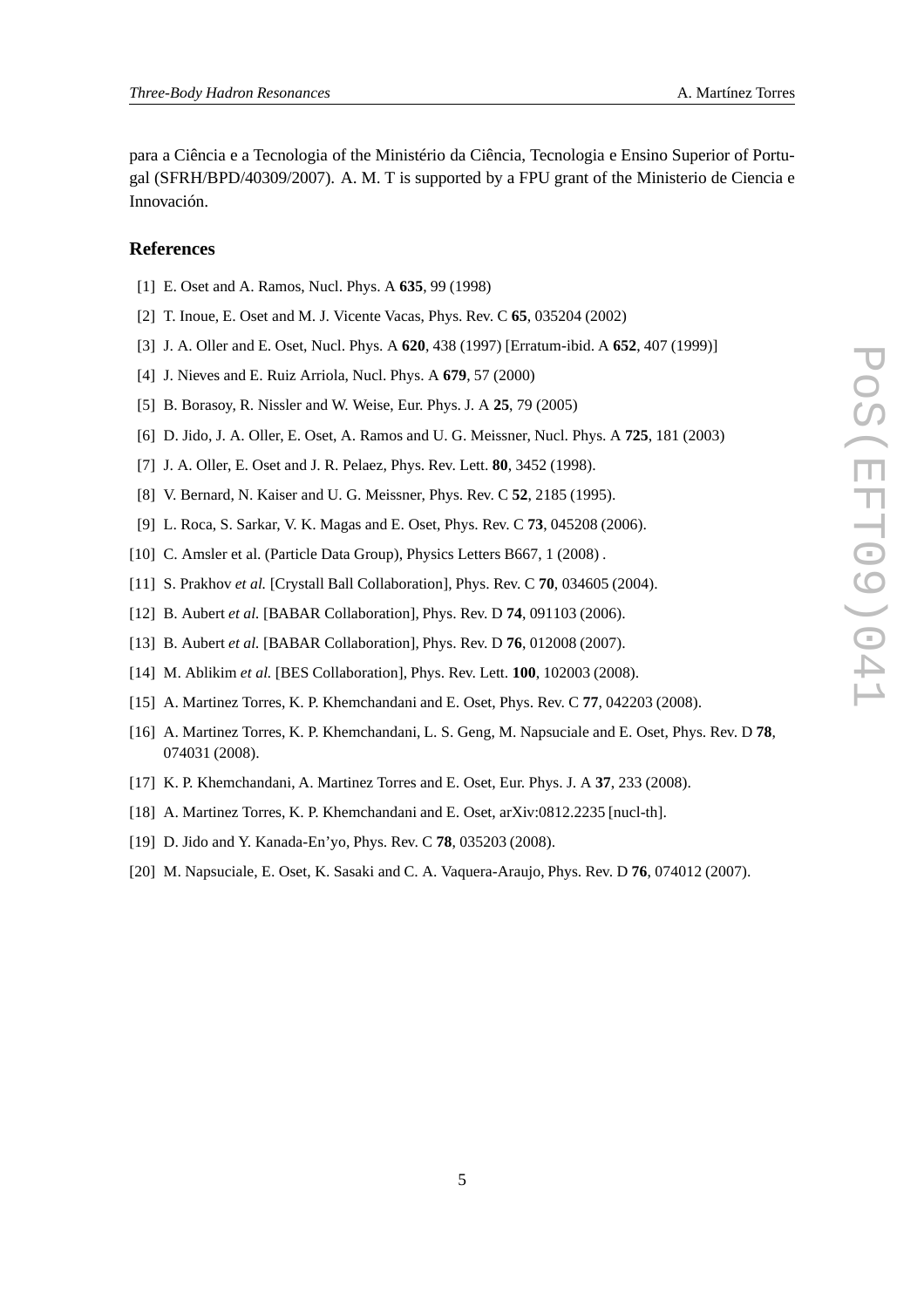para a Ciência e a Tecnologia of the Ministério da Ciência, Tecnologia e Ensino Superior of Portugal (SFRH/BPD/40309/2007). A. M. T is supported by a FPU grant of the Ministerio de Ciencia e Innovación.

## References

[1] E. Oset and A. Ramos, Nucl. Phys. A **635**, 99 (1998)

[2] T. Inoue, E. Oset and M. J. Vicente Vacas, Phys. Rev. C **65**, 035204 (2002)

[3] J. A. Oller and E. Oset, Nucl. Phys. A **620**, 438 (1997) [Erratum-ibid. A **652**, 407 (1999)]

[4] J. Nieves and E. Ruiz Arriola, Nucl. Phys. A **679**, 57 (2000)

[5] B. Borasoy, R. Nissler and W. Weise, Eur. Phys. J. A **25**, 79 (2005)

[6] D. Jido, J. A. Oller, E. Oset, A. Ramos and U. G. Meissner, Nucl. Phys. A **725**, 181 (2003)

[7] J. A. Oller, E. Oset and J. R. Pelaez, Phys. Rev. Lett. **80**, 3452 (1998).

[8] V. Bernard, N. Kaiser and U. G. Meissner, Phys. Rev. C **52**, 2185 (1995).

[9] L. Roca, S. Sarkar, V. K. Magas and E. Oset, Phys. Rev. C **73**, 045208 (2006).

[10] C. Amsler et al. (Particle Data Group), Physics Letters B667, 1 (2008) .

[11] S. Prakhov *et al.* [Crystall Ball Collaboration], Phys. Rev. C **70**, 034605 (2004).

[12] B. Aubert *et al.* [BABAR Collaboration], Phys. Rev. D **74**, 091103 (2006).

[13] B. Aubert *et al.* [BABAR Collaboration], Phys. Rev. D **76**, 012008 (2007).

[14] M. Ablikim *et al.* [BES Collaboration], Phys. Rev. Lett. **100**, 102003 (2008).

[15] A. Martinez Torres, K. P. Khemchandani and E. Oset, Phys. Rev. C **77**, 042203 (2008).

[16] A. Martinez Torres, K. P. Khemchandani, L. S. Geng, M. Napsuciale and E. Oset, Phys. Rev. D **78**, 074031 (2008).

[17] K. P. Khemchandani, A. Martinez Torres and E. Oset, Eur. Phys. J. A **37**, 233 (2008).

[18] A. Martinez Torres, K. P. Khemchandani and E. Oset, arXiv:0812.2235 [nucl-th].

[19] D. Jido and Y. Kanada-En'yo, Phys. Rev. C **78**, 035203 (2008).

[20] M. Napsuciale, E. Oset, K. Sasaki and C. A. Vaquera-Araujo, Phys. Rev. D **76**, 074012 (2007).